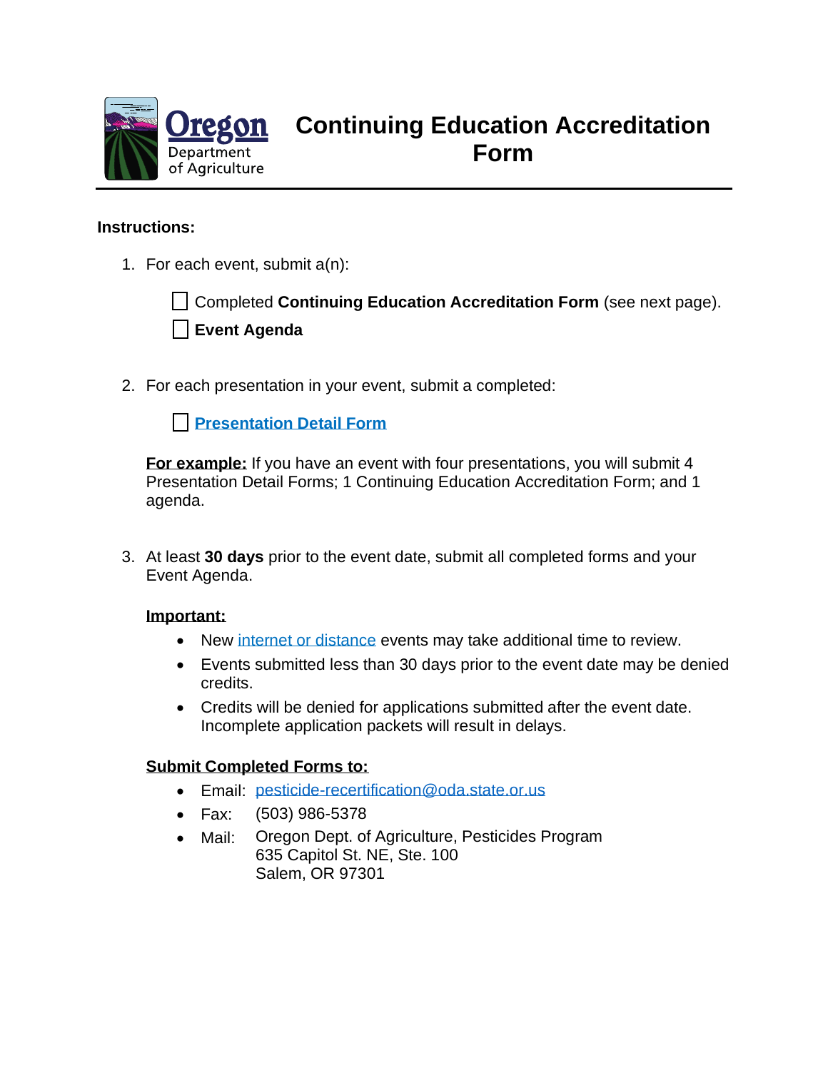Oregon Department of Agriculture

# Continuing Education Accreditation Form

**Instructions:**

1. For each event, submit a(n):

   - [ ] Completed **Continuing Education Accreditation Form** (see next page).
   - [ ] **Event Agenda**

2. For each presentation in your event, submit a completed:

   - [ ] **Presentation Detail Form**

   **For example:** If you have an event with four presentations, you will submit 4 Presentation Detail Forms; 1 Continuing Education Accreditation Form; and 1 agenda.

3. At least **30 days** prior to the event date, submit all completed forms and your Event Agenda.

   **Important:**

   - New internet or distance events may take additional time to review.
   - Events submitted less than 30 days prior to the event date may be denied credits.
   - Credits will be denied for applications submitted after the event date. Incomplete application packets will result in delays.

   **Submit Completed Forms to:**

   - Email: pesticide-recertification@oda.state.or.us
   - Fax: (503) 986-5378
   - Mail: Oregon Dept. of Agriculture, Pesticides Program
     635 Capitol St. NE, Ste. 100
     Salem, OR 97301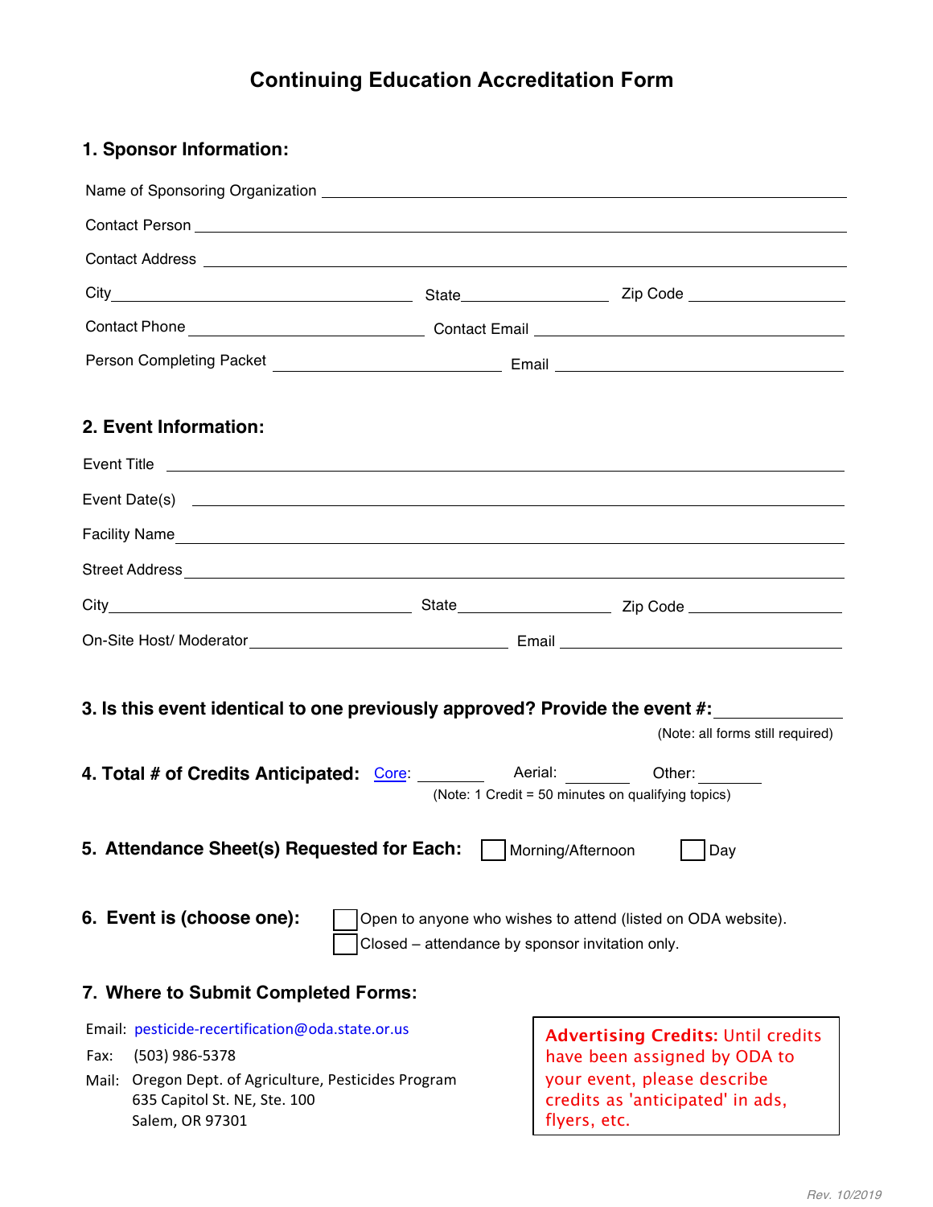# Continuing Education Accreditation Form

## 1. Sponsor Information:

Name of Sponsoring Organization ______________________________

Contact Person ______________________________

Contact Address ______________________________

City ______________ State ______________ Zip Code ______________

Contact Phone ______________ Contact Email ______________

Person Completing Packet ______________ Email ______________

## 2. Event Information:

Event Title ______________________________

Event Date(s) ______________________________

Facility Name ______________________________

Street Address ______________________________

City ______________ State ______________ Zip Code ______________

On-Site Host/ Moderator ______________ Email ______________

## 3. Is this event identical to one previously approved? Provide the event #: ______________

(Note: all forms still required)

## 4. Total # of Credits Anticipated: Core: ________ Aerial: ________ Other: ________

(Note: 1 Credit = 50 minutes on qualifying topics)

## 5. Attendance Sheet(s) Requested for Each:

☐ Morning/Afternoon ☐ Day

## 6. Event is (choose one):

☐ Open to anyone who wishes to attend (listed on ODA website).
☐ Closed – attendance by sponsor invitation only.

## 7. Where to Submit Completed Forms:

Email: pesticide-recertification@oda.state.or.us

Fax: (503) 986-5378

Mail: Oregon Dept. of Agriculture, Pesticides Program
635 Capitol St. NE, Ste. 100
Salem, OR 97301

**Advertising Credits:** Until credits have been assigned by ODA to your event, please describe credits as 'anticipated' in ads, flyers, etc.

Rev. 10/2019